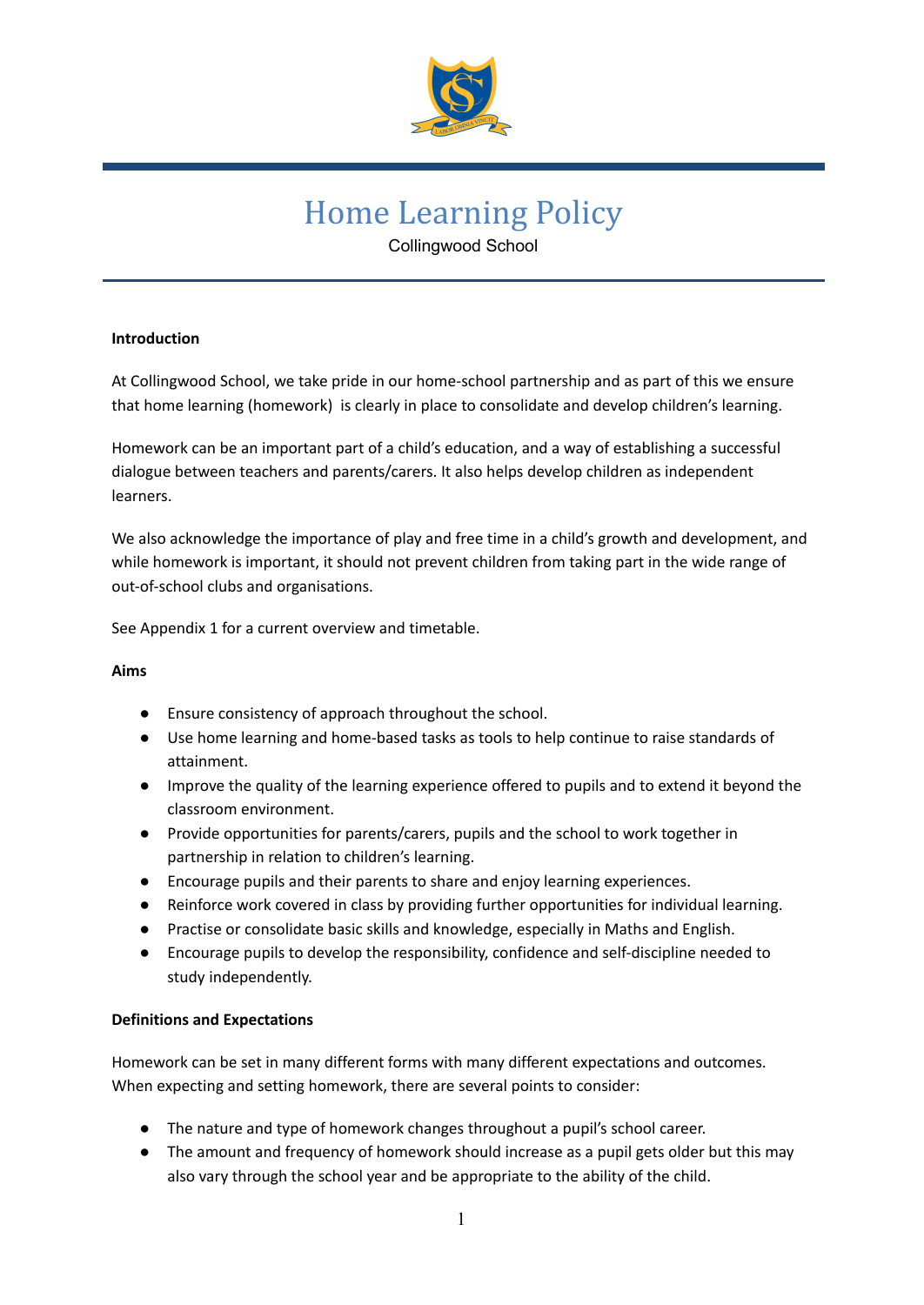# Home Learning Policy

Collingwood School

**Introduction**

At Collingwood School, we take pride in our home-school partnership and as part of this we ensure that home learning (homework) is clearly in place to consolidate and develop children's learning.

Homework can be an important part of a child's education, and a way of establishing a successful dialogue between teachers and parents/carers. It also helps develop children as independent learners.

We also acknowledge the importance of play and free time in a child's growth and development, and while homework is important, it should not prevent children from taking part in the wide range of out-of-school clubs and organisations.

See Appendix 1 for a current overview and timetable.

**Aims**

- Ensure consistency of approach throughout the school.
- Use home learning and home-based tasks as tools to help continue to raise standards of attainment.
- Improve the quality of the learning experience offered to pupils and to extend it beyond the classroom environment.
- Provide opportunities for parents/carers, pupils and the school to work together in partnership in relation to children's learning.
- Encourage pupils and their parents to share and enjoy learning experiences.
- Reinforce work covered in class by providing further opportunities for individual learning.
- Practise or consolidate basic skills and knowledge, especially in Maths and English.
- Encourage pupils to develop the responsibility, confidence and self-discipline needed to study independently.

**Definitions and Expectations**

Homework can be set in many different forms with many different expectations and outcomes. When expecting and setting homework, there are several points to consider:

- The nature and type of homework changes throughout a pupil's school career.
- The amount and frequency of homework should increase as a pupil gets older but this may also vary through the school year and be appropriate to the ability of the child.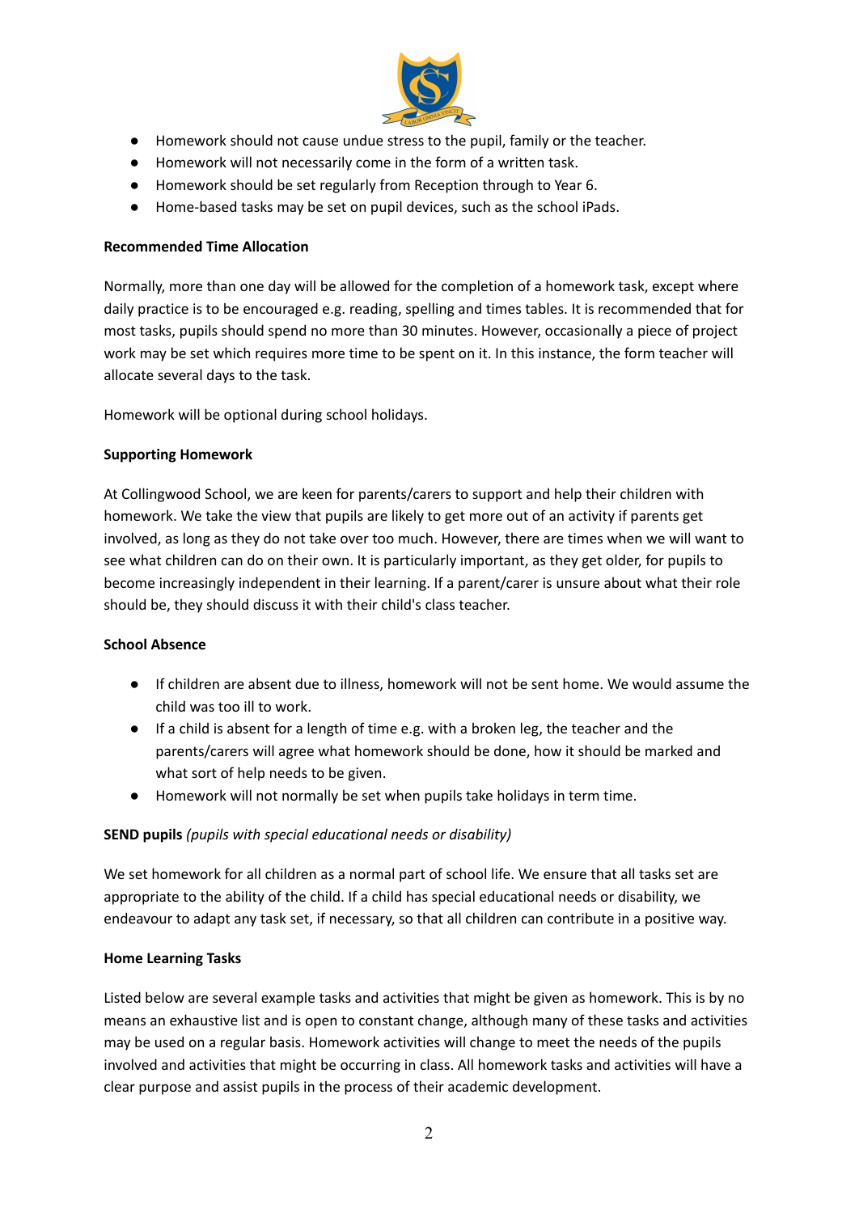- Homework should not cause undue stress to the pupil, family or the teacher.
- Homework will not necessarily come in the form of a written task.
- Homework should be set regularly from Reception through to Year 6.
- Home-based tasks may be set on pupil devices, such as the school iPads.

**Recommended Time Allocation**

Normally, more than one day will be allowed for the completion of a homework task, except where daily practice is to be encouraged e.g. reading, spelling and times tables. It is recommended that for most tasks, pupils should spend no more than 30 minutes. However, occasionally a piece of project work may be set which requires more time to be spent on it. In this instance, the form teacher will allocate several days to the task.

Homework will be optional during school holidays.

**Supporting Homework**

At Collingwood School, we are keen for parents/carers to support and help their children with homework. We take the view that pupils are likely to get more out of an activity if parents get involved, as long as they do not take over too much. However, there are times when we will want to see what children can do on their own. It is particularly important, as they get older, for pupils to become increasingly independent in their learning. If a parent/carer is unsure about what their role should be, they should discuss it with their child's class teacher.

**School Absence**

- If children are absent due to illness, homework will not be sent home. We would assume the child was too ill to work.
- If a child is absent for a length of time e.g. with a broken leg, the teacher and the parents/carers will agree what homework should be done, how it should be marked and what sort of help needs to be given.
- Homework will not normally be set when pupils take holidays in term time.

**SEND pupils** *(pupils with special educational needs or disability)*

We set homework for all children as a normal part of school life. We ensure that all tasks set are appropriate to the ability of the child. If a child has special educational needs or disability, we endeavour to adapt any task set, if necessary, so that all children can contribute in a positive way.

**Home Learning Tasks**

Listed below are several example tasks and activities that might be given as homework. This is by no means an exhaustive list and is open to constant change, although many of these tasks and activities may be used on a regular basis. Homework activities will change to meet the needs of the pupils involved and activities that might be occurring in class. All homework tasks and activities will have a clear purpose and assist pupils in the process of their academic development.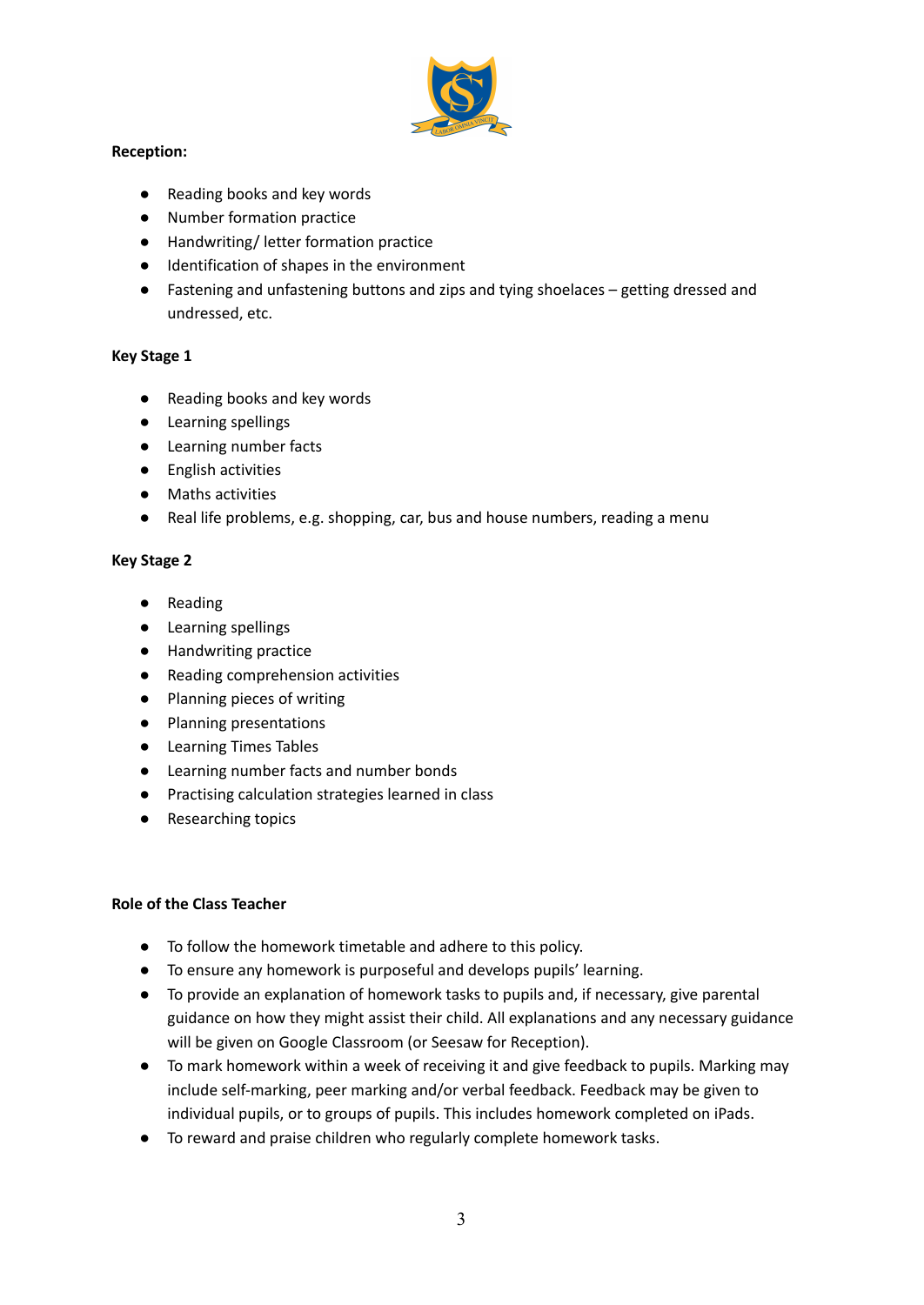**Reception:**

- Reading books and key words
- Number formation practice
- Handwriting/ letter formation practice
- Identification of shapes in the environment
- Fastening and unfastening buttons and zips and tying shoelaces – getting dressed and undressed, etc.

**Key Stage 1**

- Reading books and key words
- Learning spellings
- Learning number facts
- English activities
- Maths activities
- Real life problems, e.g. shopping, car, bus and house numbers, reading a menu

**Key Stage 2**

- Reading
- Learning spellings
- Handwriting practice
- Reading comprehension activities
- Planning pieces of writing
- Planning presentations
- Learning Times Tables
- Learning number facts and number bonds
- Practising calculation strategies learned in class
- Researching topics

**Role of the Class Teacher**

- To follow the homework timetable and adhere to this policy.
- To ensure any homework is purposeful and develops pupils' learning.
- To provide an explanation of homework tasks to pupils and, if necessary, give parental guidance on how they might assist their child. All explanations and any necessary guidance will be given on Google Classroom (or Seesaw for Reception).
- To mark homework within a week of receiving it and give feedback to pupils. Marking may include self-marking, peer marking and/or verbal feedback. Feedback may be given to individual pupils, or to groups of pupils. This includes homework completed on iPads.
- To reward and praise children who regularly complete homework tasks.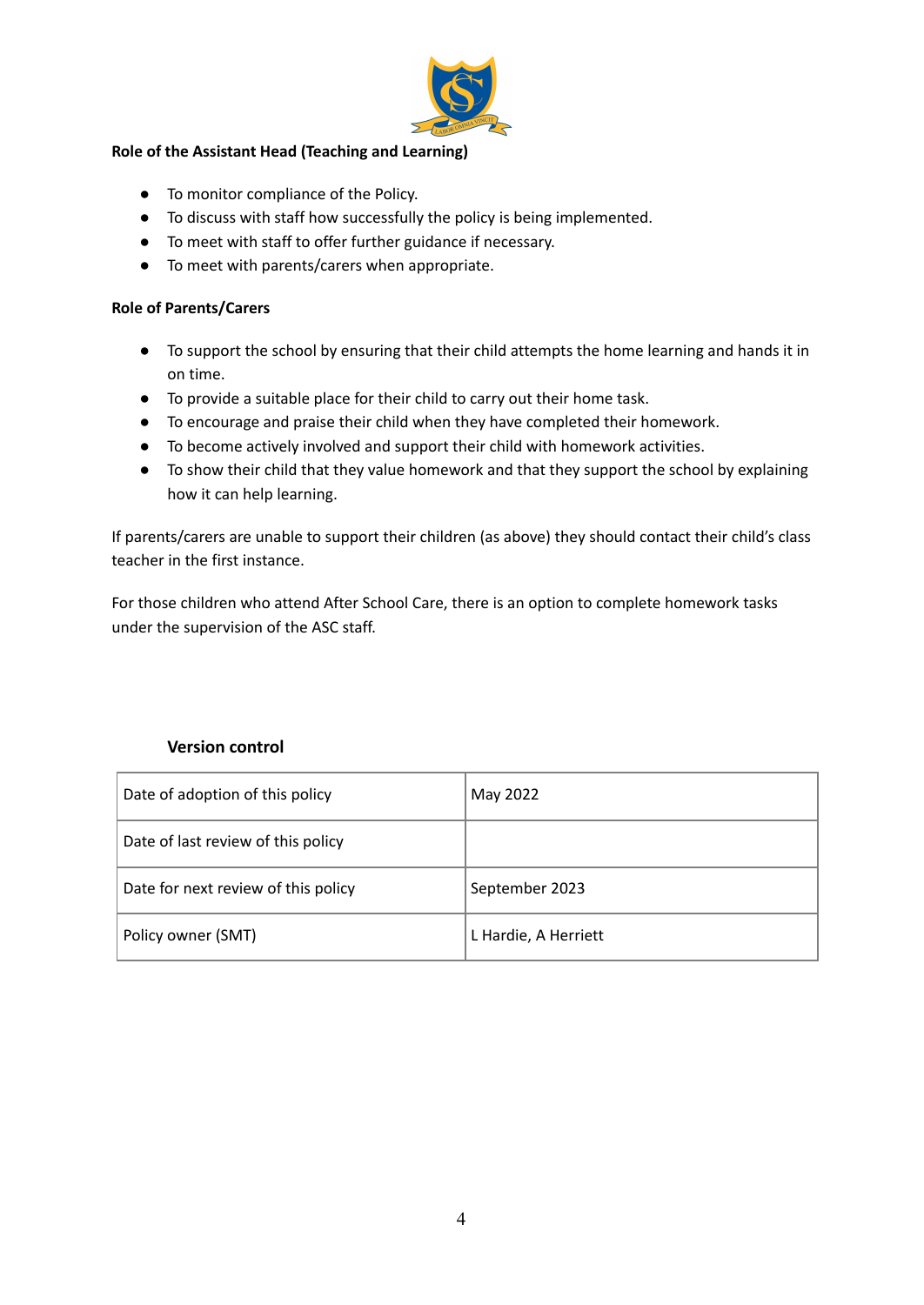**Role of the Assistant Head (Teaching and Learning)**

- To monitor compliance of the Policy.
- To discuss with staff how successfully the policy is being implemented.
- To meet with staff to offer further guidance if necessary.
- To meet with parents/carers when appropriate.

**Role of Parents/Carers**

- To support the school by ensuring that their child attempts the home learning and hands it in on time.
- To provide a suitable place for their child to carry out their home task.
- To encourage and praise their child when they have completed their homework.
- To become actively involved and support their child with homework activities.
- To show their child that they value homework and that they support the school by explaining how it can help learning.

If parents/carers are unable to support their children (as above) they should contact their child's class teacher in the first instance.

For those children who attend After School Care, there is an option to complete homework tasks under the supervision of the ASC staff.

**Version control**

| Date of adoption of this policy | May 2022 |
|---|---|
| Date of last review of this policy | |
| Date for next review of this policy | September 2023 |
| Policy owner (SMT) | L Hardie, A Herriett |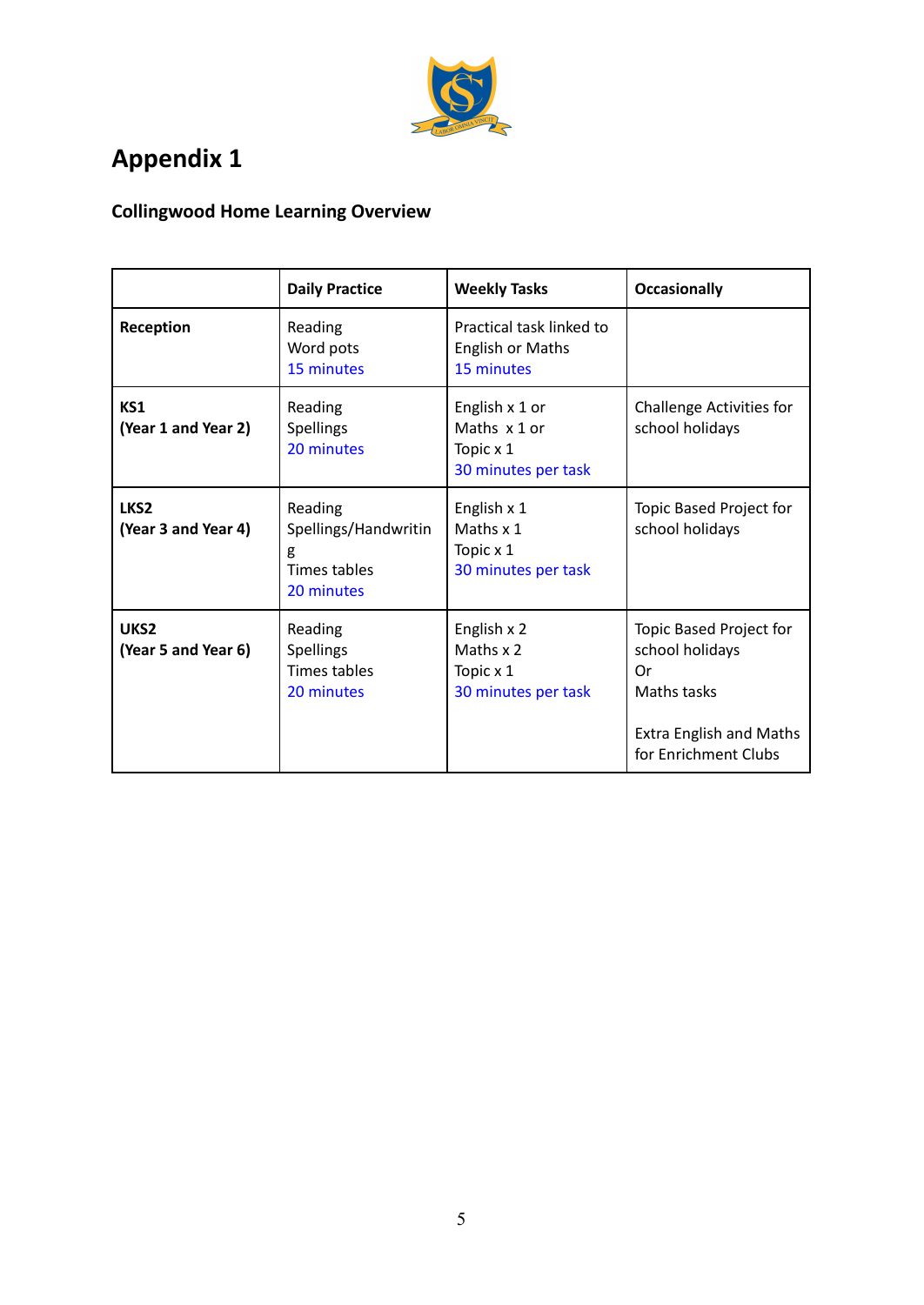# Appendix 1

### Collingwood Home Learning Overview

| | Daily Practice | Weekly Tasks | Occasionally |
|---|---|---|---|
| **Reception** | Reading<br>Word pots<br>15 minutes | Practical task linked to English or Maths<br>15 minutes | |
| **KS1**<br>**(Year 1 and Year 2)** | Reading<br>Spellings<br>20 minutes | English x 1 or<br>Maths x 1 or<br>Topic x 1<br>30 minutes per task | Challenge Activities for school holidays |
| **LKS2**<br>**(Year 3 and Year 4)** | Reading<br>Spellings/Handwriting<br>Times tables<br>20 minutes | English x 1<br>Maths x 1<br>Topic x 1<br>30 minutes per task | Topic Based Project for school holidays |
| **UKS2**<br>**(Year 5 and Year 6)** | Reading<br>Spellings<br>Times tables<br>20 minutes | English x 2<br>Maths x 2<br>Topic x 1<br>30 minutes per task | Topic Based Project for school holidays<br>Or<br>Maths tasks<br><br>Extra English and Maths for Enrichment Clubs |